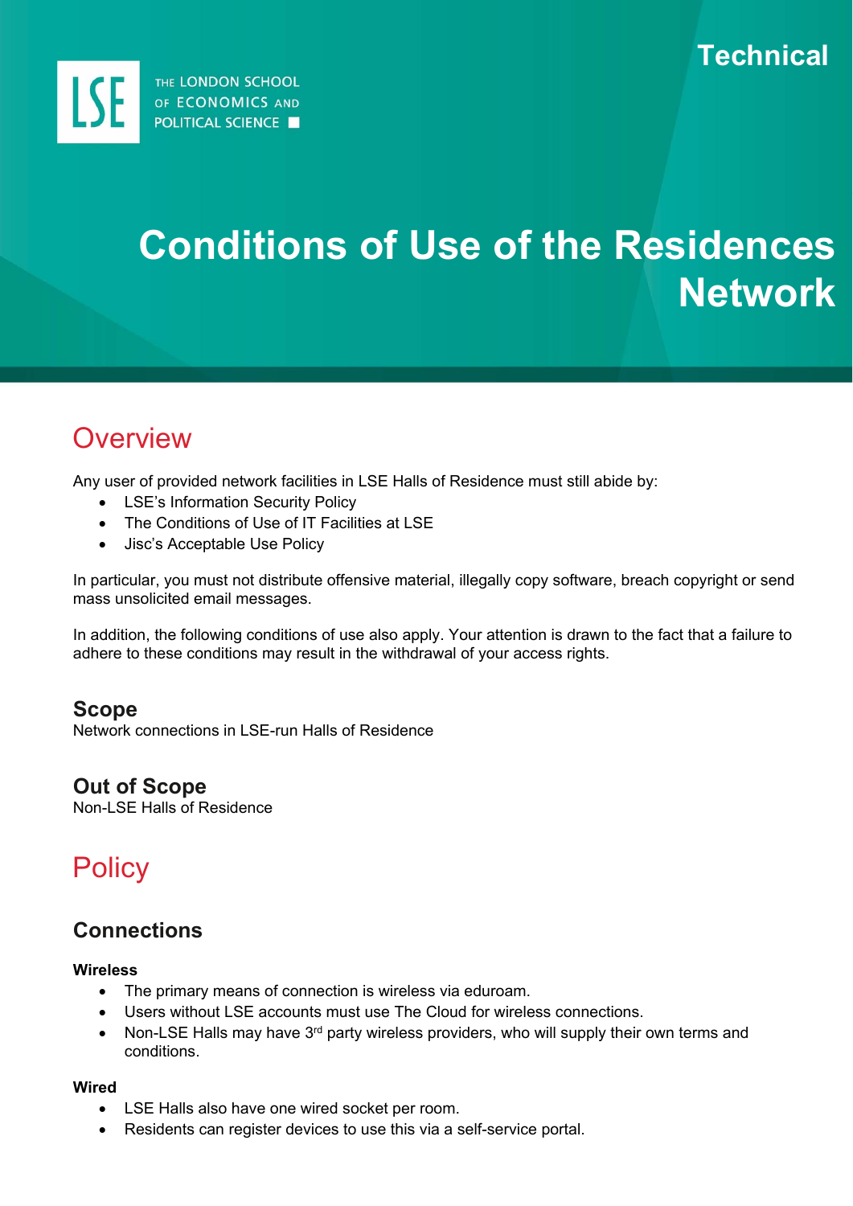Technical

# Conditions of Use of the Residences Network

## Overview

Any user of provided network facilities in LSE Halls of Residence must still abide by:

- LSE's Information Security Policy
- The Conditions of Use of IT Facilities at LSE
- Jisc's Acceptable Use Policy

In particular, you must not distribute offensive material, illegally copy software, breach copyright or send mass unsolicited email messages.

In addition, the following conditions of use also apply. Your attention is drawn to the fact that a failure to adhere to these conditions may result in the withdrawal of your access rights.

### Scope

Network connections in LSE-run Halls of Residence

### Out of Scope

Non-LSE Halls of Residence

## Policy

### Connections

**Wireless**

- The primary means of connection is wireless via eduroam.
- Users without LSE accounts must use The Cloud for wireless connections.
- Non-LSE Halls may have 3rd party wireless providers, who will supply their own terms and conditions.

**Wired**

- LSE Halls also have one wired socket per room.
- Residents can register devices to use this via a self-service portal.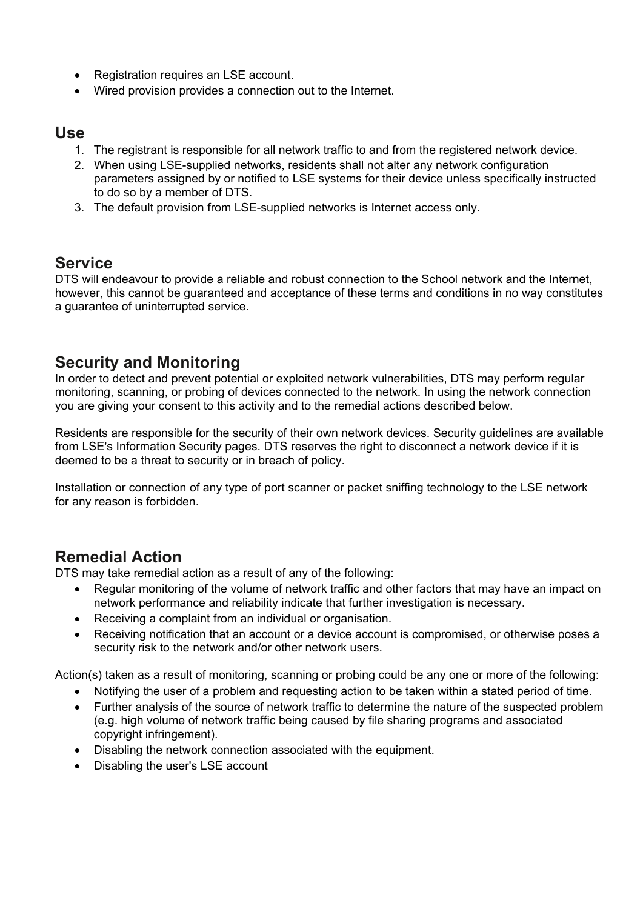- Registration requires an LSE account.
- Wired provision provides a connection out to the Internet.

## Use

1. The registrant is responsible for all network traffic to and from the registered network device.
2. When using LSE-supplied networks, residents shall not alter any network configuration parameters assigned by or notified to LSE systems for their device unless specifically instructed to do so by a member of DTS.
3. The default provision from LSE-supplied networks is Internet access only.

## Service

DTS will endeavour to provide a reliable and robust connection to the School network and the Internet, however, this cannot be guaranteed and acceptance of these terms and conditions in no way constitutes a guarantee of uninterrupted service.

## Security and Monitoring

In order to detect and prevent potential or exploited network vulnerabilities, DTS may perform regular monitoring, scanning, or probing of devices connected to the network. In using the network connection you are giving your consent to this activity and to the remedial actions described below.

Residents are responsible for the security of their own network devices. Security guidelines are available from LSE's Information Security pages. DTS reserves the right to disconnect a network device if it is deemed to be a threat to security or in breach of policy.

Installation or connection of any type of port scanner or packet sniffing technology to the LSE network for any reason is forbidden.

## Remedial Action

DTS may take remedial action as a result of any of the following:

- Regular monitoring of the volume of network traffic and other factors that may have an impact on network performance and reliability indicate that further investigation is necessary.
- Receiving a complaint from an individual or organisation.
- Receiving notification that an account or a device account is compromised, or otherwise poses a security risk to the network and/or other network users.

Action(s) taken as a result of monitoring, scanning or probing could be any one or more of the following:

- Notifying the user of a problem and requesting action to be taken within a stated period of time.
- Further analysis of the source of network traffic to determine the nature of the suspected problem (e.g. high volume of network traffic being caused by file sharing programs and associated copyright infringement).
- Disabling the network connection associated with the equipment.
- Disabling the user's LSE account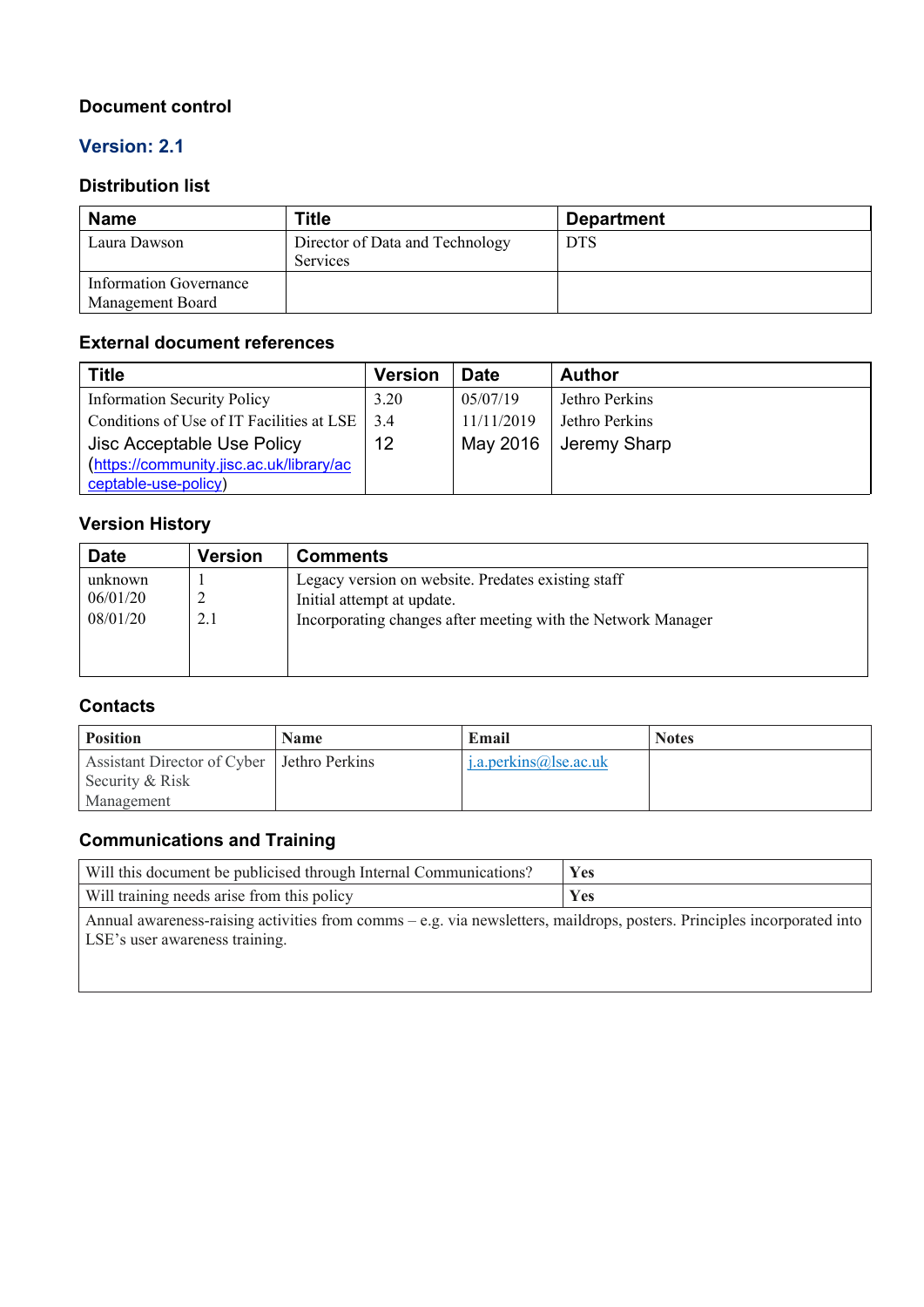### Document control

### Version: 2.1

### Distribution list

| Name | Title | Department |
|---|---|---|
| Laura Dawson | Director of Data and Technology Services | DTS |
| Information Governance Management Board | | |

### External document references

| Title | Version | Date | Author |
|---|---|---|---|
| Information Security Policy | 3.20 | 05/07/19 | Jethro Perkins |
| Conditions of Use of IT Facilities at LSE | 3.4 | 11/11/2019 | Jethro Perkins |
| Jisc Acceptable Use Policy (https://community.jisc.ac.uk/library/acceptable-use-policy) | 12 | May 2016 | Jeremy Sharp |

### Version History

| Date | Version | Comments |
|---|---|---|
| unknown | 1 | Legacy version on website. Predates existing staff |
| 06/01/20 | 2 | Initial attempt at update. |
| 08/01/20 | 2.1 | Incorporating changes after meeting with the Network Manager |

### Contacts

| Position | Name | Email | Notes |
|---|---|---|---|
| Assistant Director of Cyber Security & Risk Management | Jethro Perkins | j.a.perkins@lse.ac.uk | |

### Communications and Training

| | |
|---|---|
| Will this document be publicised through Internal Communications? | **Yes** |
| Will training needs arise from this policy | **Yes** |
| Annual awareness-raising activities from comms – e.g. via newsletters, maildrops, posters. Principles incorporated into LSE's user awareness training. | |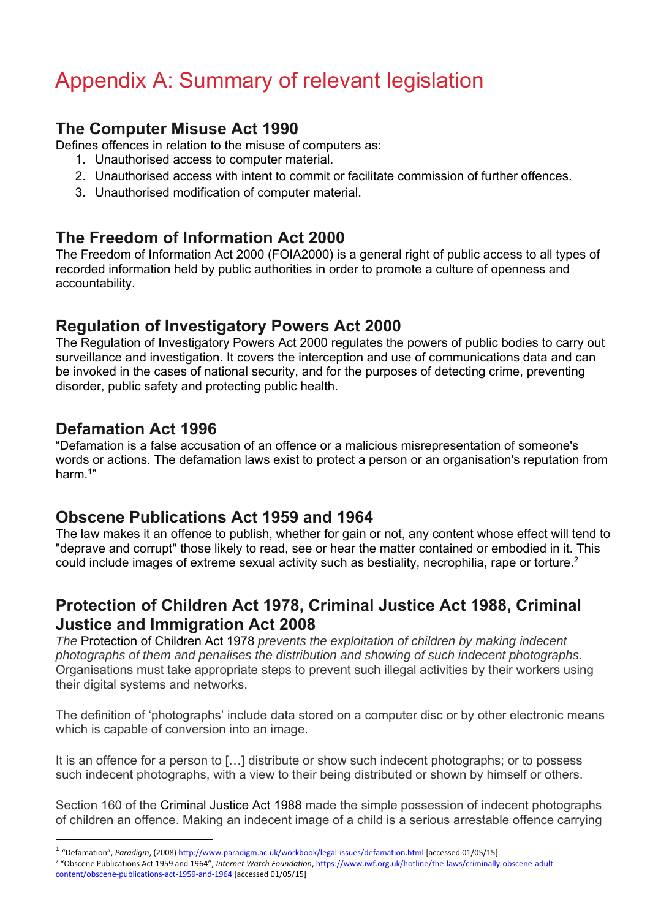# Appendix A: Summary of relevant legislation

## The Computer Misuse Act 1990

Defines offences in relation to the misuse of computers as:

1. Unauthorised access to computer material.
2. Unauthorised access with intent to commit or facilitate commission of further offences.
3. Unauthorised modification of computer material.

## The Freedom of Information Act 2000

The Freedom of Information Act 2000 (FOIA2000) is a general right of public access to all types of recorded information held by public authorities in order to promote a culture of openness and accountability.

## Regulation of Investigatory Powers Act 2000

The Regulation of Investigatory Powers Act 2000 regulates the powers of public bodies to carry out surveillance and investigation. It covers the interception and use of communications data and can be invoked in the cases of national security, and for the purposes of detecting crime, preventing disorder, public safety and protecting public health.

## Defamation Act 1996

"Defamation is a false accusation of an offence or a malicious misrepresentation of someone's words or actions. The defamation laws exist to protect a person or an organisation's reputation from harm.[1]"

## Obscene Publications Act 1959 and 1964

The law makes it an offence to publish, whether for gain or not, any content whose effect will tend to "deprave and corrupt" those likely to read, see or hear the matter contained or embodied in it. This could include images of extreme sexual activity such as bestiality, necrophilia, rape or torture.[2]

## Protection of Children Act 1978, Criminal Justice Act 1988, Criminal Justice and Immigration Act 2008

*The* Protection of Children Act 1978 *prevents the exploitation of children by making indecent photographs of them and penalises the distribution and showing of such indecent photographs.* Organisations must take appropriate steps to prevent such illegal activities by their workers using their digital systems and networks.

The definition of 'photographs' include data stored on a computer disc or by other electronic means which is capable of conversion into an image.

It is an offence for a person to […] distribute or show such indecent photographs; or to possess such indecent photographs, with a view to their being distributed or shown by himself or others.

Section 160 of the Criminal Justice Act 1988 made the simple possession of indecent photographs of children an offence. Making an indecent image of a child is a serious arrestable offence carrying

---

[1] "Defamation", *Paradigm*, (2008) http://www.paradigm.ac.uk/workbook/legal-issues/defamation.html [accessed 01/05/15]

[2] "Obscene Publications Act 1959 and 1964", *Internet Watch Foundation*, https://www.iwf.org.uk/hotline/the-laws/criminally-obscene-adult-content/obscene-publications-act-1959-and-1964 [accessed 01/05/15]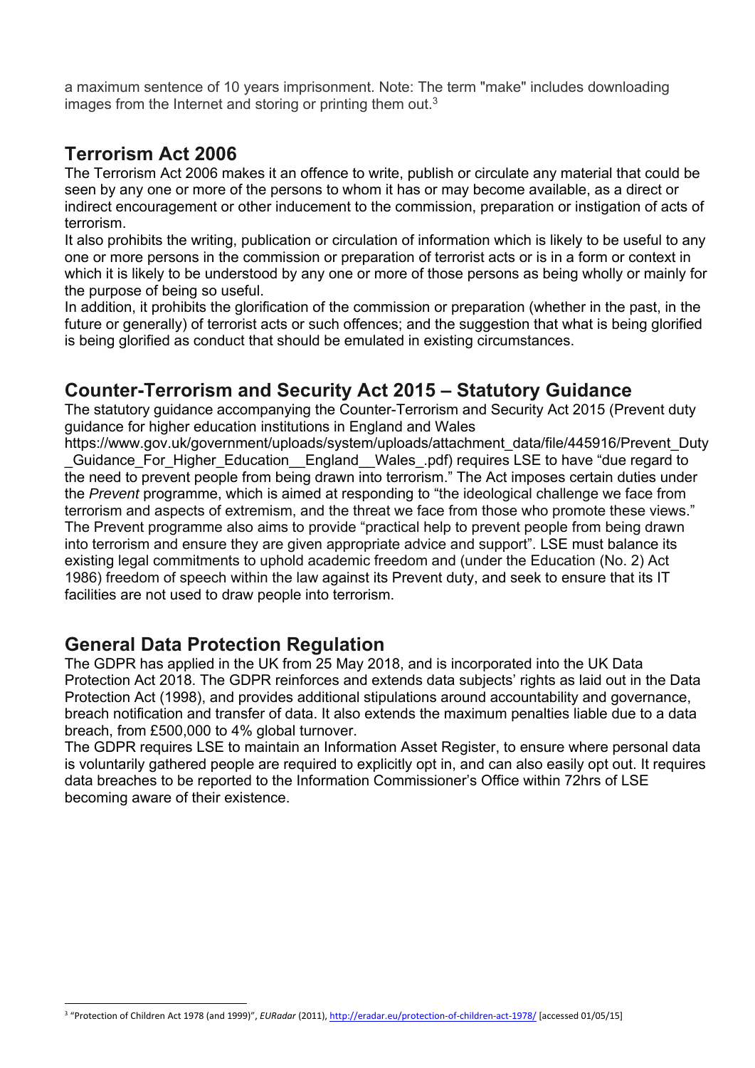a maximum sentence of 10 years imprisonment. Note: The term "make" includes downloading images from the Internet and storing or printing them out.[3]

## Terrorism Act 2006

The Terrorism Act 2006 makes it an offence to write, publish or circulate any material that could be seen by any one or more of the persons to whom it has or may become available, as a direct or indirect encouragement or other inducement to the commission, preparation or instigation of acts of terrorism.

It also prohibits the writing, publication or circulation of information which is likely to be useful to any one or more persons in the commission or preparation of terrorist acts or is in a form or context in which it is likely to be understood by any one or more of those persons as being wholly or mainly for the purpose of being so useful.

In addition, it prohibits the glorification of the commission or preparation (whether in the past, in the future or generally) of terrorist acts or such offences; and the suggestion that what is being glorified is being glorified as conduct that should be emulated in existing circumstances.

## Counter-Terrorism and Security Act 2015 – Statutory Guidance

The statutory guidance accompanying the Counter-Terrorism and Security Act 2015 (Prevent duty guidance for higher education institutions in England and Wales https://www.gov.uk/government/uploads/system/uploads/attachment_data/file/445916/Prevent_Duty_Guidance_For_Higher_Education__England__Wales_.pdf) requires LSE to have "due regard to the need to prevent people from being drawn into terrorism." The Act imposes certain duties under the *Prevent* programme, which is aimed at responding to "the ideological challenge we face from terrorism and aspects of extremism, and the threat we face from those who promote these views." The Prevent programme also aims to provide "practical help to prevent people from being drawn into terrorism and ensure they are given appropriate advice and support". LSE must balance its existing legal commitments to uphold academic freedom and (under the Education (No. 2) Act 1986) freedom of speech within the law against its Prevent duty, and seek to ensure that its IT facilities are not used to draw people into terrorism.

## General Data Protection Regulation

The GDPR has applied in the UK from 25 May 2018, and is incorporated into the UK Data Protection Act 2018. The GDPR reinforces and extends data subjects' rights as laid out in the Data Protection Act (1998), and provides additional stipulations around accountability and governance, breach notification and transfer of data. It also extends the maximum penalties liable due to a data breach, from £500,000 to 4% global turnover.

The GDPR requires LSE to maintain an Information Asset Register, to ensure where personal data is voluntarily gathered people are required to explicitly opt in, and can also easily opt out. It requires data breaches to be reported to the Information Commissioner's Office within 72hrs of LSE becoming aware of their existence.

---

[3] "Protection of Children Act 1978 (and 1999)", *EURadar* (2011), http://eradar.eu/protection-of-children-act-1978/ [accessed 01/05/15]